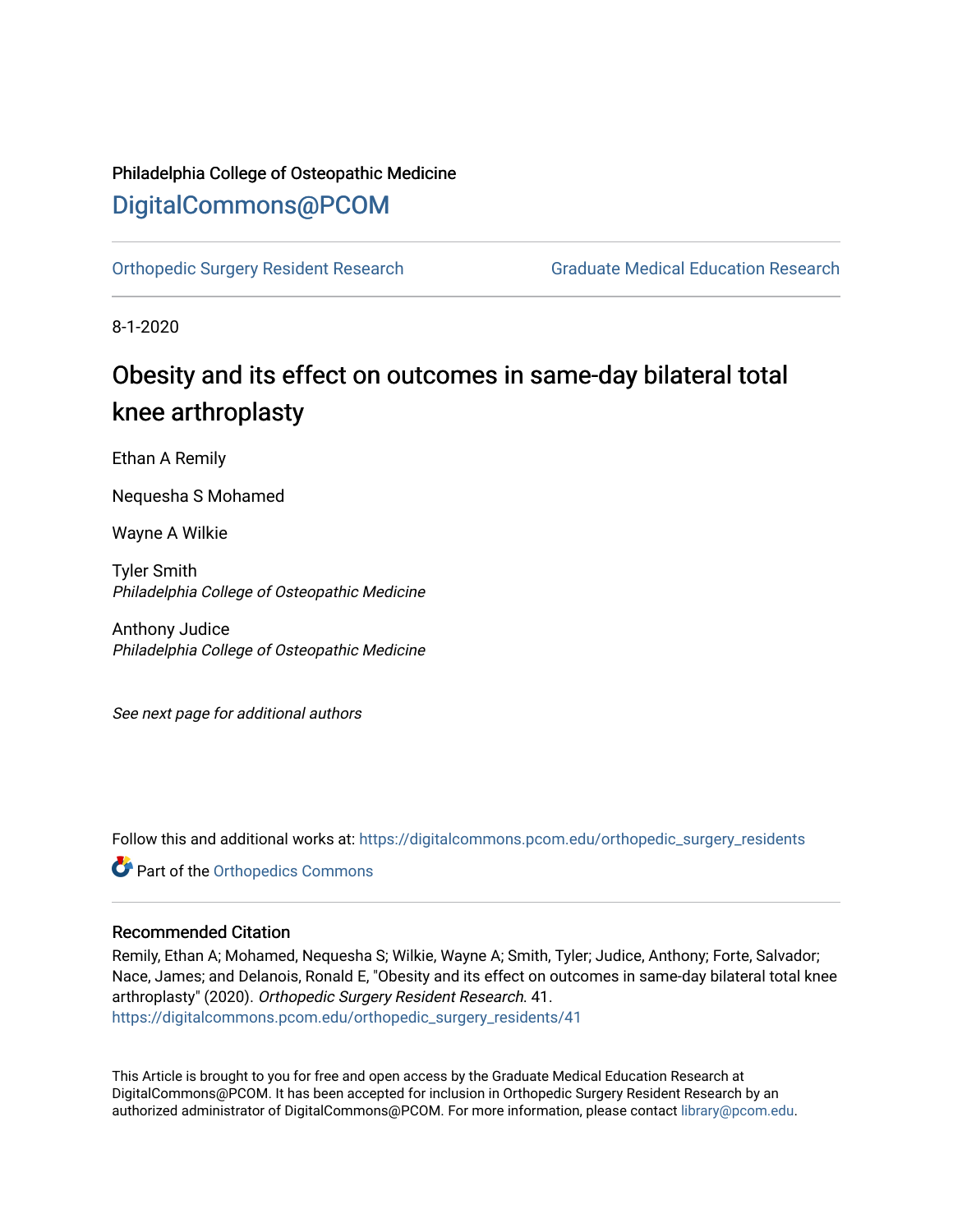Philadelphia College of Osteopathic Medicine

# DigitalCommons@PCOM

Orthopedic Surgery Resident Research | Graduate Medical Education Research

8-1-2020

## Obesity and its effect on outcomes in same-day bilateral total knee arthroplasty

Ethan A Remily

Nequesha S Mohamed

Wayne A Wilkie

Tyler Smith
*Philadelphia College of Osteopathic Medicine*

Anthony Judice
*Philadelphia College of Osteopathic Medicine*

*See next page for additional authors*

Follow this and additional works at: https://digitalcommons.pcom.edu/orthopedic_surgery_residents

Part of the Orthopedics Commons

### Recommended Citation

Remily, Ethan A; Mohamed, Nequesha S; Wilkie, Wayne A; Smith, Tyler; Judice, Anthony; Forte, Salvador; Nace, James; and Delanois, Ronald E, "Obesity and its effect on outcomes in same-day bilateral total knee arthroplasty" (2020). *Orthopedic Surgery Resident Research*. 41.
https://digitalcommons.pcom.edu/orthopedic_surgery_residents/41

This Article is brought to you for free and open access by the Graduate Medical Education Research at DigitalCommons@PCOM. It has been accepted for inclusion in Orthopedic Surgery Resident Research by an authorized administrator of DigitalCommons@PCOM. For more information, please contact library@pcom.edu.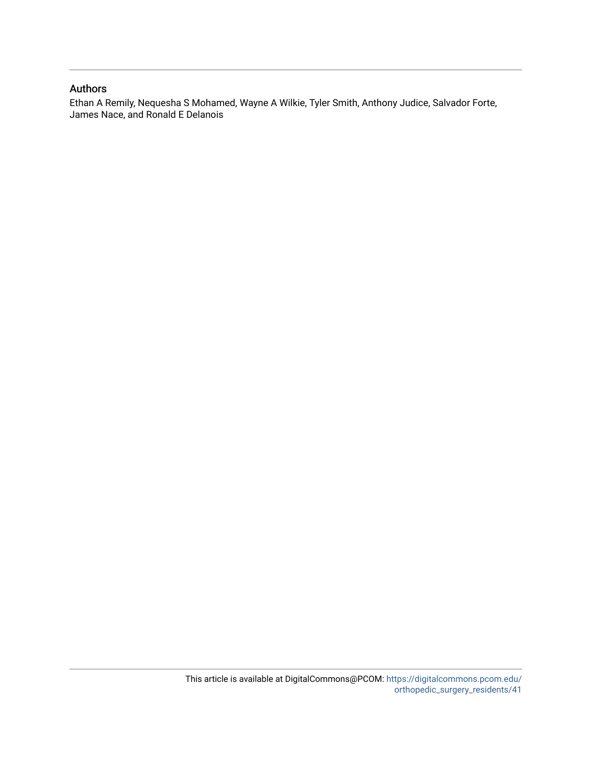## Authors

Ethan A Remily, Nequesha S Mohamed, Wayne A Wilkie, Tyler Smith, Anthony Judice, Salvador Forte, James Nace, and Ronald E Delanois

This article is available at DigitalCommons@PCOM: https://digitalcommons.pcom.edu/orthopedic_surgery_residents/41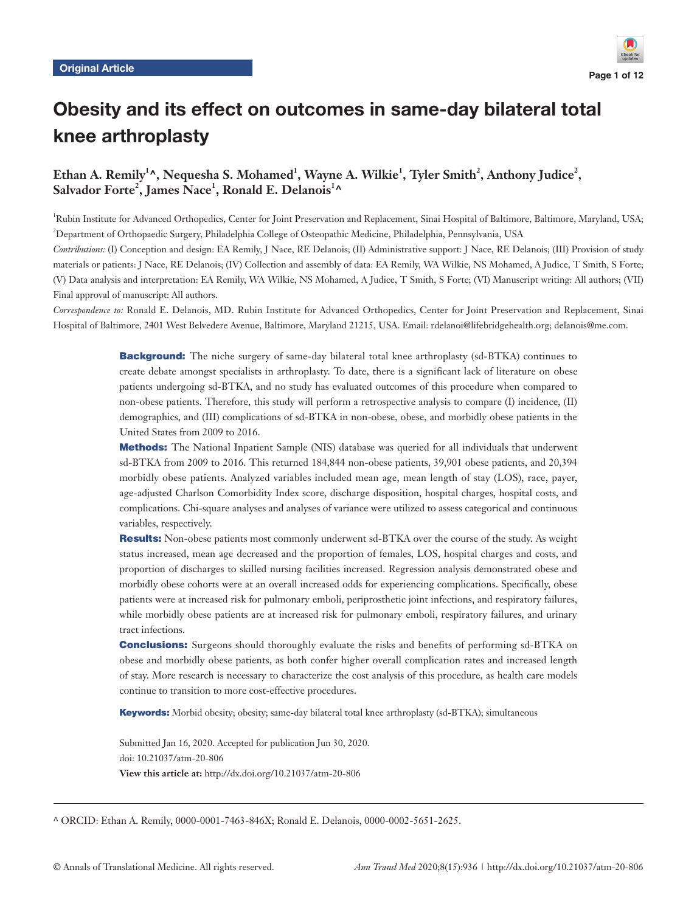Original Article

# Obesity and its effect on outcomes in same-day bilateral total knee arthroplasty

**Ethan A. Remily[1]^, Nequesha S. Mohamed[1], Wayne A. Wilkie[1], Tyler Smith[2], Anthony Judice[2], Salvador Forte[2], James Nace[1], Ronald E. Delanois[1]^**

[1]Rubin Institute for Advanced Orthopedics, Center for Joint Preservation and Replacement, Sinai Hospital of Baltimore, Baltimore, Maryland, USA; [2]Department of Orthopaedic Surgery, Philadelphia College of Osteopathic Medicine, Philadelphia, Pennsylvania, USA

*Contributions:* (I) Conception and design: EA Remily, J Nace, RE Delanois; (II) Administrative support: J Nace, RE Delanois; (III) Provision of study materials or patients: J Nace, RE Delanois; (IV) Collection and assembly of data: EA Remily, WA Wilkie, NS Mohamed, A Judice, T Smith, S Forte; (V) Data analysis and interpretation: EA Remily, WA Wilkie, NS Mohamed, A Judice, T Smith, S Forte; (VI) Manuscript writing: All authors; (VII) Final approval of manuscript: All authors.

*Correspondence to:* Ronald E. Delanois, MD. Rubin Institute for Advanced Orthopedics, Center for Joint Preservation and Replacement, Sinai Hospital of Baltimore, 2401 West Belvedere Avenue, Baltimore, Maryland 21215, USA. Email: rdelanoi@lifebridgehealth.org; delanois@me.com.

**Background:** The niche surgery of same-day bilateral total knee arthroplasty (sd-BTKA) continues to create debate amongst specialists in arthroplasty. To date, there is a significant lack of literature on obese patients undergoing sd-BTKA, and no study has evaluated outcomes of this procedure when compared to non-obese patients. Therefore, this study will perform a retrospective analysis to compare (I) incidence, (II) demographics, and (III) complications of sd-BTKA in non-obese, obese, and morbidly obese patients in the United States from 2009 to 2016.

**Methods:** The National Inpatient Sample (NIS) database was queried for all individuals that underwent sd-BTKA from 2009 to 2016. This returned 184,844 non-obese patients, 39,901 obese patients, and 20,394 morbidly obese patients. Analyzed variables included mean age, mean length of stay (LOS), race, payer, age-adjusted Charlson Comorbidity Index score, discharge disposition, hospital charges, hospital costs, and complications. Chi-square analyses and analyses of variance were utilized to assess categorical and continuous variables, respectively.

**Results:** Non-obese patients most commonly underwent sd-BTKA over the course of the study. As weight status increased, mean age decreased and the proportion of females, LOS, hospital charges and costs, and proportion of discharges to skilled nursing facilities increased. Regression analysis demonstrated obese and morbidly obese cohorts were at an overall increased odds for experiencing complications. Specifically, obese patients were at increased risk for pulmonary emboli, periprosthetic joint infections, and respiratory failures, while morbidly obese patients are at increased risk for pulmonary emboli, respiratory failures, and urinary tract infections.

**Conclusions:** Surgeons should thoroughly evaluate the risks and benefits of performing sd-BTKA on obese and morbidly obese patients, as both confer higher overall complication rates and increased length of stay. More research is necessary to characterize the cost analysis of this procedure, as health care models continue to transition to more cost-effective procedures.

**Keywords:** Morbid obesity; obesity; same-day bilateral total knee arthroplasty (sd-BTKA); simultaneous

Submitted Jan 16, 2020. Accepted for publication Jun 30, 2020.
doi: 10.21037/atm-20-806
**View this article at:** http://dx.doi.org/10.21037/atm-20-806

^ ORCID: Ethan A. Remily, 0000-0001-7463-846X; Ronald E. Delanois, 0000-0002-5651-2625.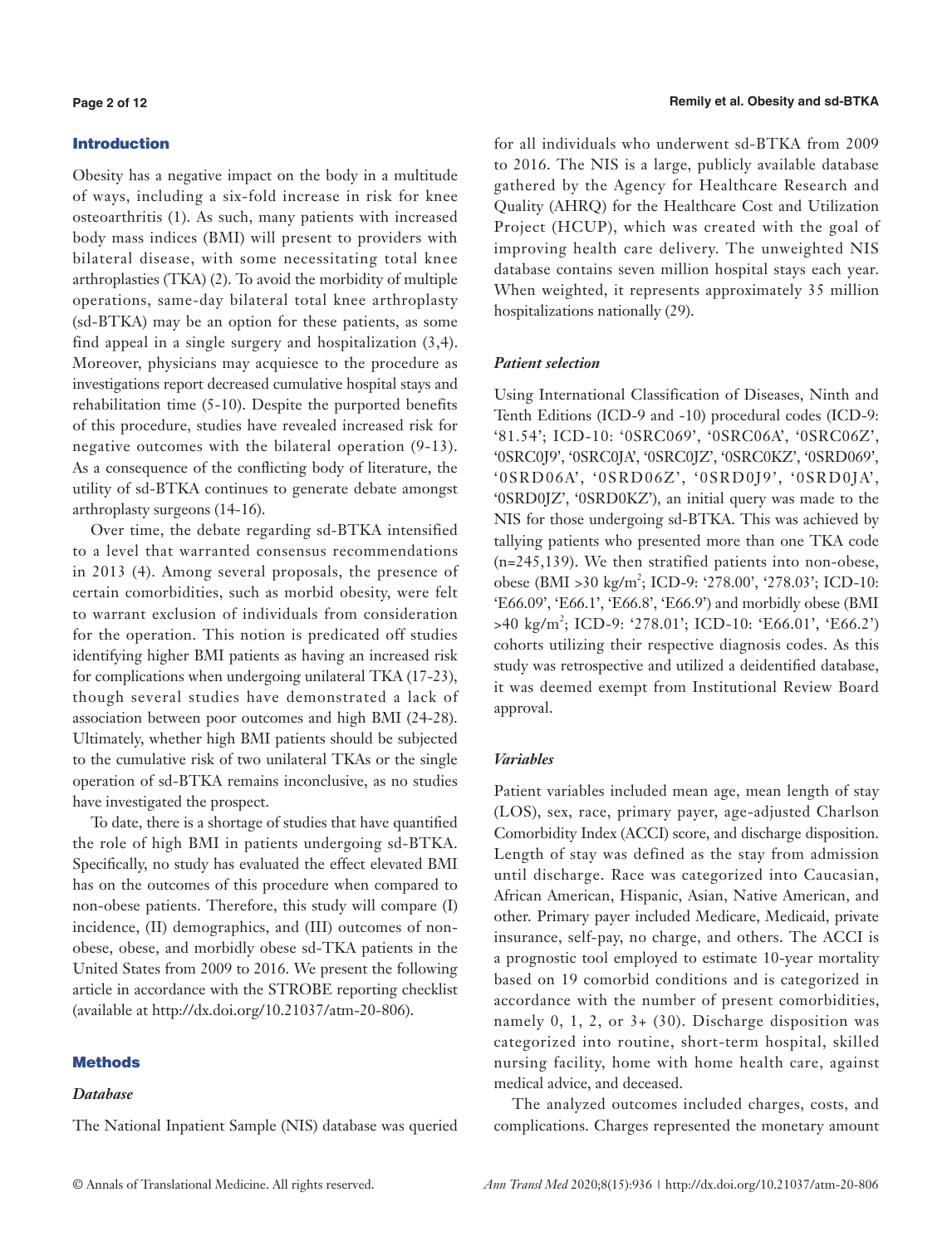## Introduction

Obesity has a negative impact on the body in a multitude of ways, including a six-fold increase in risk for knee osteoarthritis (1). As such, many patients with increased body mass indices (BMI) will present to providers with bilateral disease, with some necessitating total knee arthroplasties (TKA) (2). To avoid the morbidity of multiple operations, same-day bilateral total knee arthroplasty (sd-BTKA) may be an option for these patients, as some find appeal in a single surgery and hospitalization (3,4). Moreover, physicians may acquiesce to the procedure as investigations report decreased cumulative hospital stays and rehabilitation time (5-10). Despite the purported benefits of this procedure, studies have revealed increased risk for negative outcomes with the bilateral operation (9-13). As a consequence of the conflicting body of literature, the utility of sd-BTKA continues to generate debate amongst arthroplasty surgeons (14-16).

Over time, the debate regarding sd-BTKA intensified to a level that warranted consensus recommendations in 2013 (4). Among several proposals, the presence of certain comorbidities, such as morbid obesity, were felt to warrant exclusion of individuals from consideration for the operation. This notion is predicated off studies identifying higher BMI patients as having an increased risk for complications when undergoing unilateral TKA (17-23), though several studies have demonstrated a lack of association between poor outcomes and high BMI (24-28). Ultimately, whether high BMI patients should be subjected to the cumulative risk of two unilateral TKAs or the single operation of sd-BTKA remains inconclusive, as no studies have investigated the prospect.

To date, there is a shortage of studies that have quantified the role of high BMI in patients undergoing sd-BTKA. Specifically, no study has evaluated the effect elevated BMI has on the outcomes of this procedure when compared to non-obese patients. Therefore, this study will compare (I) incidence, (II) demographics, and (III) outcomes of non-obese, obese, and morbidly obese sd-TKA patients in the United States from 2009 to 2016. We present the following article in accordance with the STROBE reporting checklist (available at http://dx.doi.org/10.21037/atm-20-806).

## Methods

### *Database*

The National Inpatient Sample (NIS) database was queried for all individuals who underwent sd-BTKA from 2009 to 2016. The NIS is a large, publicly available database gathered by the Agency for Healthcare Research and Quality (AHRQ) for the Healthcare Cost and Utilization Project (HCUP), which was created with the goal of improving health care delivery. The unweighted NIS database contains seven million hospital stays each year. When weighted, it represents approximately 35 million hospitalizations nationally (29).

### *Patient selection*

Using International Classification of Diseases, Ninth and Tenth Editions (ICD-9 and -10) procedural codes (ICD-9: '81.54'; ICD-10: '0SRC069', '0SRC06A', '0SRC06Z', '0SRC0J9', '0SRC0JA', '0SRC0JZ', '0SRC0KZ', '0SRD069', '0SRD06A', '0SRD06Z', '0SRD0J9', '0SRD0JA', '0SRD0JZ', '0SRD0KZ'), an initial query was made to the NIS for those undergoing sd-BTKA. This was achieved by tallying patients who presented more than one TKA code (n=245,139). We then stratified patients into non-obese, obese (BMI >30 kg/m$^2$; ICD-9: '278.00', '278.03'; ICD-10: 'E66.09', 'E66.1', 'E66.8', 'E66.9') and morbidly obese (BMI >40 kg/m$^2$; ICD-9: '278.01'; ICD-10: 'E66.01', 'E66.2') cohorts utilizing their respective diagnosis codes. As this study was retrospective and utilized a deidentified database, it was deemed exempt from Institutional Review Board approval.

### *Variables*

Patient variables included mean age, mean length of stay (LOS), sex, race, primary payer, age-adjusted Charlson Comorbidity Index (ACCI) score, and discharge disposition. Length of stay was defined as the stay from admission until discharge. Race was categorized into Caucasian, African American, Hispanic, Asian, Native American, and other. Primary payer included Medicare, Medicaid, private insurance, self-pay, no charge, and others. The ACCI is a prognostic tool employed to estimate 10-year mortality based on 19 comorbid conditions and is categorized in accordance with the number of present comorbidities, namely 0, 1, 2, or 3+ (30). Discharge disposition was categorized into routine, short-term hospital, skilled nursing facility, home with home health care, against medical advice, and deceased.

The analyzed outcomes included charges, costs, and complications. Charges represented the monetary amount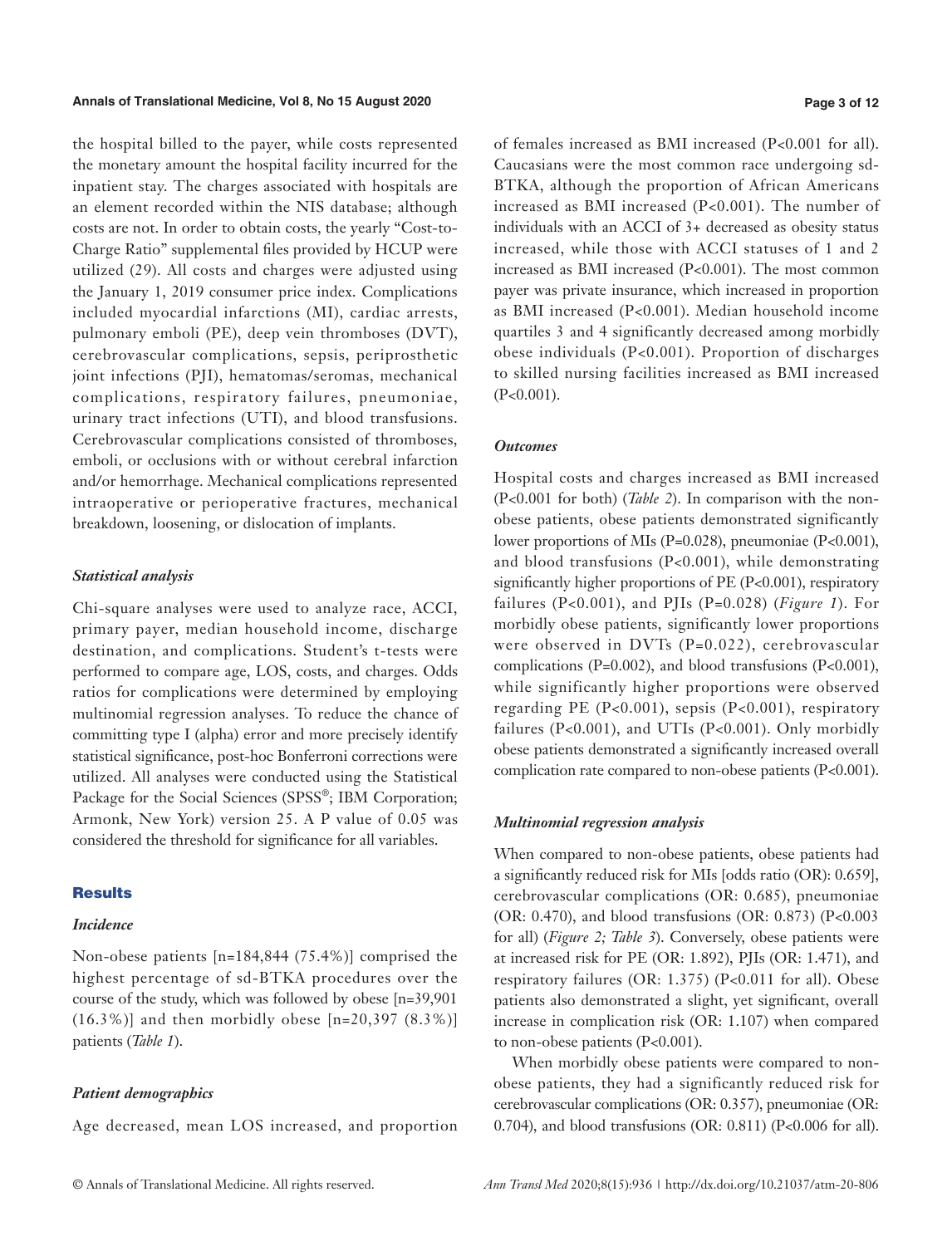the hospital billed to the payer, while costs represented the monetary amount the hospital facility incurred for the inpatient stay. The charges associated with hospitals are an element recorded within the NIS database; although costs are not. In order to obtain costs, the yearly "Cost-to-Charge Ratio" supplemental files provided by HCUP were utilized (29). All costs and charges were adjusted using the January 1, 2019 consumer price index. Complications included myocardial infarctions (MI), cardiac arrests, pulmonary emboli (PE), deep vein thromboses (DVT), cerebrovascular complications, sepsis, periprosthetic joint infections (PJI), hematomas/seromas, mechanical complications, respiratory failures, pneumoniae, urinary tract infections (UTI), and blood transfusions. Cerebrovascular complications consisted of thromboses, emboli, or occlusions with or without cerebral infarction and/or hemorrhage. Mechanical complications represented intraoperative or perioperative fractures, mechanical breakdown, loosening, or dislocation of implants.

### *Statistical analysis*

Chi-square analyses were used to analyze race, ACCI, primary payer, median household income, discharge destination, and complications. Student's t-tests were performed to compare age, LOS, costs, and charges. Odds ratios for complications were determined by employing multinomial regression analyses. To reduce the chance of committing type I (alpha) error and more precisely identify statistical significance, post-hoc Bonferroni corrections were utilized. All analyses were conducted using the Statistical Package for the Social Sciences (SPSS®; IBM Corporation; Armonk, New York) version 25. A P value of 0.05 was considered the threshold for significance for all variables.

## Results

### *Incidence*

Non-obese patients [n=184,844 (75.4%)] comprised the highest percentage of sd-BTKA procedures over the course of the study, which was followed by obese [n=39,901 (16.3%)] and then morbidly obese [n=20,397 (8.3%)] patients (*Table 1*).

### *Patient demographics*

Age decreased, mean LOS increased, and proportion of females increased as BMI increased (P<0.001 for all). Caucasians were the most common race undergoing sd-BTKA, although the proportion of African Americans increased as BMI increased (P<0.001). The number of individuals with an ACCI of 3+ decreased as obesity status increased, while those with ACCI statuses of 1 and 2 increased as BMI increased (P<0.001). The most common payer was private insurance, which increased in proportion as BMI increased (P<0.001). Median household income quartiles 3 and 4 significantly decreased among morbidly obese individuals (P<0.001). Proportion of discharges to skilled nursing facilities increased as BMI increased (P<0.001).

### *Outcomes*

Hospital costs and charges increased as BMI increased (P<0.001 for both) (*Table 2*). In comparison with the non-obese patients, obese patients demonstrated significantly lower proportions of MIs (P=0.028), pneumoniae (P<0.001), and blood transfusions (P<0.001), while demonstrating significantly higher proportions of PE (P<0.001), respiratory failures (P<0.001), and PJIs (P=0.028) (*Figure 1*). For morbidly obese patients, significantly lower proportions were observed in DVTs (P=0.022), cerebrovascular complications (P=0.002), and blood transfusions (P<0.001), while significantly higher proportions were observed regarding PE (P<0.001), sepsis (P<0.001), respiratory failures (P<0.001), and UTIs (P<0.001). Only morbidly obese patients demonstrated a significantly increased overall complication rate compared to non-obese patients (P<0.001).

### *Multinomial regression analysis*

When compared to non-obese patients, obese patients had a significantly reduced risk for MIs [odds ratio (OR): 0.659], cerebrovascular complications (OR: 0.685), pneumoniae (OR: 0.470), and blood transfusions (OR: 0.873) (P<0.003 for all) (*Figure 2*; *Table 3*). Conversely, obese patients were at increased risk for PE (OR: 1.892), PJIs (OR: 1.471), and respiratory failures (OR: 1.375) (P<0.011 for all). Obese patients also demonstrated a slight, yet significant, overall increase in complication risk (OR: 1.107) when compared to non-obese patients (P<0.001).

When morbidly obese patients were compared to non-obese patients, they had a significantly reduced risk for cerebrovascular complications (OR: 0.357), pneumoniae (OR: 0.704), and blood transfusions (OR: 0.811) (P<0.006 for all).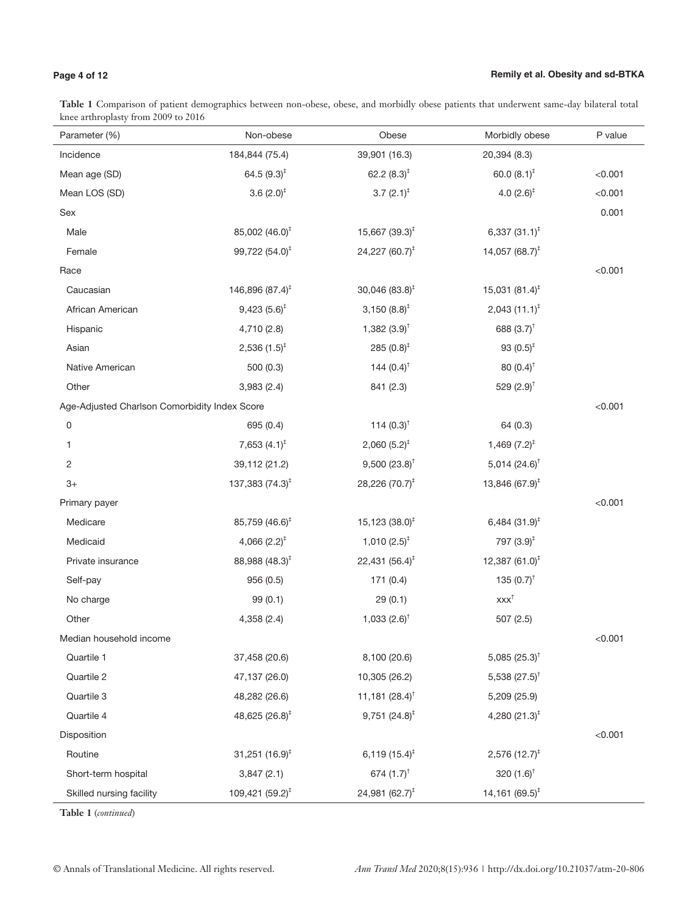**Table 1** Comparison of patient demographics between non-obese, obese, and morbidly obese patients that underwent same-day bilateral total knee arthroplasty from 2009 to 2016

| Parameter (%) | Non-obese | Obese | Morbidly obese | P value |
|---|---|---|---|---|
| Incidence | 184,844 (75.4) | 39,901 (16.3) | 20,394 (8.3) | |
| Mean age (SD) | 64.5 (9.3)‡ | 62.2 (8.3)‡ | 60.0 (8.1)‡ | <0.001 |
| Mean LOS (SD) | 3.6 (2.0)‡ | 3.7 (2.1)‡ | 4.0 (2.6)‡ | <0.001 |
| Sex | | | | 0.001 |
| Male | 85,002 (46.0)‡ | 15,667 (39.3)‡ | 6,337 (31.1)‡ | |
| Female | 99,722 (54.0)‡ | 24,227 (60.7)‡ | 14,057 (68.7)‡ | |
| Race | | | | <0.001 |
| Caucasian | 146,896 (87.4)‡ | 30,046 (83.8)‡ | 15,031 (81.4)‡ | |
| African American | 9,423 (5.6)‡ | 3,150 (8.8)‡ | 2,043 (11.1)‡ | |
| Hispanic | 4,710 (2.8) | 1,382 (3.9)† | 688 (3.7)† | |
| Asian | 2,536 (1.5)‡ | 285 (0.8)‡ | 93 (0.5)‡ | |
| Native American | 500 (0.3) | 144 (0.4)† | 80 (0.4)† | |
| Other | 3,983 (2.4) | 841 (2.3) | 529 (2.9)† | |
| Age-Adjusted Charlson Comorbidity Index Score | | | | <0.001 |
| 0 | 695 (0.4) | 114 (0.3)† | 64 (0.3) | |
| 1 | 7,653 (4.1)‡ | 2,060 (5.2)‡ | 1,469 (7.2)‡ | |
| 2 | 39,112 (21.2) | 9,500 (23.8)† | 5,014 (24.6)† | |
| 3+ | 137,383 (74.3)‡ | 28,226 (70.7)‡ | 13,846 (67.9)‡ | |
| Primary payer | | | | <0.001 |
| Medicare | 85,759 (46.6)‡ | 15,123 (38.0)‡ | 6,484 (31.9)‡ | |
| Medicaid | 4,066 (2.2)‡ | 1,010 (2.5)‡ | 797 (3.9)‡ | |
| Private insurance | 88,988 (48.3)‡ | 22,431 (56.4)‡ | 12,387 (61.0)‡ | |
| Self-pay | 956 (0.5) | 171 (0.4) | 135 (0.7)† | |
| No charge | 99 (0.1) | 29 (0.1) | xxx† | |
| Other | 4,358 (2.4) | 1,033 (2.6)† | 507 (2.5) | |
| Median household income | | | | <0.001 |
| Quartile 1 | 37,458 (20.6) | 8,100 (20.6) | 5,085 (25.3)† | |
| Quartile 2 | 47,137 (26.0) | 10,305 (26.2) | 5,538 (27.5)† | |
| Quartile 3 | 48,282 (26.6) | 11,181 (28.4)† | 5,209 (25.9) | |
| Quartile 4 | 48,625 (26.8)‡ | 9,751 (24.8)‡ | 4,280 (21.3)‡ | |
| Disposition | | | | <0.001 |
| Routine | 31,251 (16.9)‡ | 6,119 (15.4)‡ | 2,576 (12.7)‡ | |
| Short-term hospital | 3,847 (2.1) | 674 (1.7)† | 320 (1.6)† | |
| Skilled nursing facility | 109,421 (59.2)‡ | 24,981 (62.7)‡ | 14,161 (69.5)‡ | |

**Table 1** (*continued*)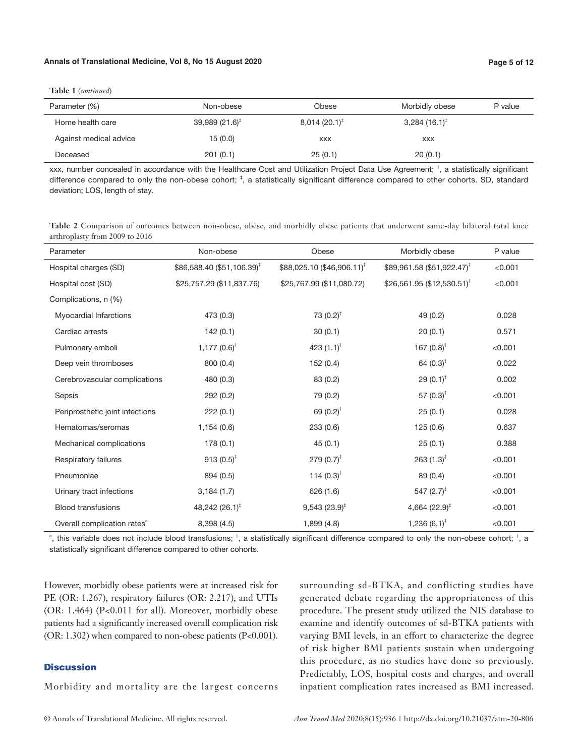**Table 1** (*continued*)

| Parameter (%) | Non-obese | Obese | Morbidly obese | P value |
|---|---|---|---|---|
| Home health care | 39,989 (21.6)[‡] | 8,014 (20.1)[‡] | 3,284 (16.1)[‡] | |
| Against medical advice | 15 (0.0) | xxx | xxx | |
| Deceased | 201 (0.1) | 25 (0.1) | 20 (0.1) | |

xxx, number concealed in accordance with the Healthcare Cost and Utilization Project Data Use Agreement; [†], a statistically significant difference compared to only the non-obese cohort; [‡], a statistically significant difference compared to other cohorts. SD, standard deviation; LOS, length of stay.

**Table 2** Comparison of outcomes between non-obese, obese, and morbidly obese patients that underwent same-day bilateral total knee arthroplasty from 2009 to 2016

| Parameter | Non-obese | Obese | Morbidly obese | P value |
|---|---|---|---|---|
| Hospital charges (SD) | $86,588.40 ($51,106.39)[‡] | $88,025.10 ($46,906.11)[‡] | $89,961.58 ($51,922.47)[‡] | <0.001 |
| Hospital cost (SD) | $25,757.29 ($11,837.76) | $25,767.99 ($11,080.72) | $26,561.95 ($12,530.51)[‡] | <0.001 |
| Complications, n (%) | | | | |
| Myocardial Infarctions | 473 (0.3) | 73 (0.2)[†] | 49 (0.2) | 0.028 |
| Cardiac arrests | 142 (0.1) | 30 (0.1) | 20 (0.1) | 0.571 |
| Pulmonary emboli | 1,177 (0.6)[‡] | 423 (1.1)[‡] | 167 (0.8)[‡] | <0.001 |
| Deep vein thromboses | 800 (0.4) | 152 (0.4) | 64 (0.3)[†] | 0.022 |
| Cerebrovascular complications | 480 (0.3) | 83 (0.2) | 29 (0.1)[†] | 0.002 |
| Sepsis | 292 (0.2) | 79 (0.2) | 57 (0.3)[†] | <0.001 |
| Periprosthetic joint infections | 222 (0.1) | 69 (0.2)[†] | 25 (0.1) | 0.028 |
| Hematomas/seromas | 1,154 (0.6) | 233 (0.6) | 125 (0.6) | 0.637 |
| Mechanical complications | 178 (0.1) | 45 (0.1) | 25 (0.1) | 0.388 |
| Respiratory failures | 913 (0.5)[‡] | 279 (0.7)[‡] | 263 (1.3)[‡] | <0.001 |
| Pneumoniae | 894 (0.5) | 114 (0.3)[†] | 89 (0.4) | <0.001 |
| Urinary tract infections | 3,184 (1.7) | 626 (1.6) | 547 (2.7)[‡] | <0.001 |
| Blood transfusions | 48,242 (26.1)[‡] | 9,543 (23.9)[‡] | 4,664 (22.9)[‡] | <0.001 |
| Overall complication rates[a] | 8,398 (4.5) | 1,899 (4.8) | 1,236 (6.1)[‡] | <0.001 |

[a], this variable does not include blood transfusions; [†], a statistically significant difference compared to only the non-obese cohort; [‡], a statistically significant difference compared to other cohorts.

However, morbidly obese patients were at increased risk for PE (OR: 1.267), respiratory failures (OR: 2.217), and UTIs (OR: 1.464) (P<0.011 for all). Moreover, morbidly obese patients had a significantly increased overall complication risk (OR: 1.302) when compared to non-obese patients (P<0.001).

## Discussion

Morbidity and mortality are the largest concerns surrounding sd-BTKA, and conflicting studies have generated debate regarding the appropriateness of this procedure. The present study utilized the NIS database to examine and identify outcomes of sd-BTKA patients with varying BMI levels, in an effort to characterize the degree of risk higher BMI patients sustain when undergoing this procedure, as no studies have done so previously. Predictably, LOS, hospital costs and charges, and overall inpatient complication rates increased as BMI increased.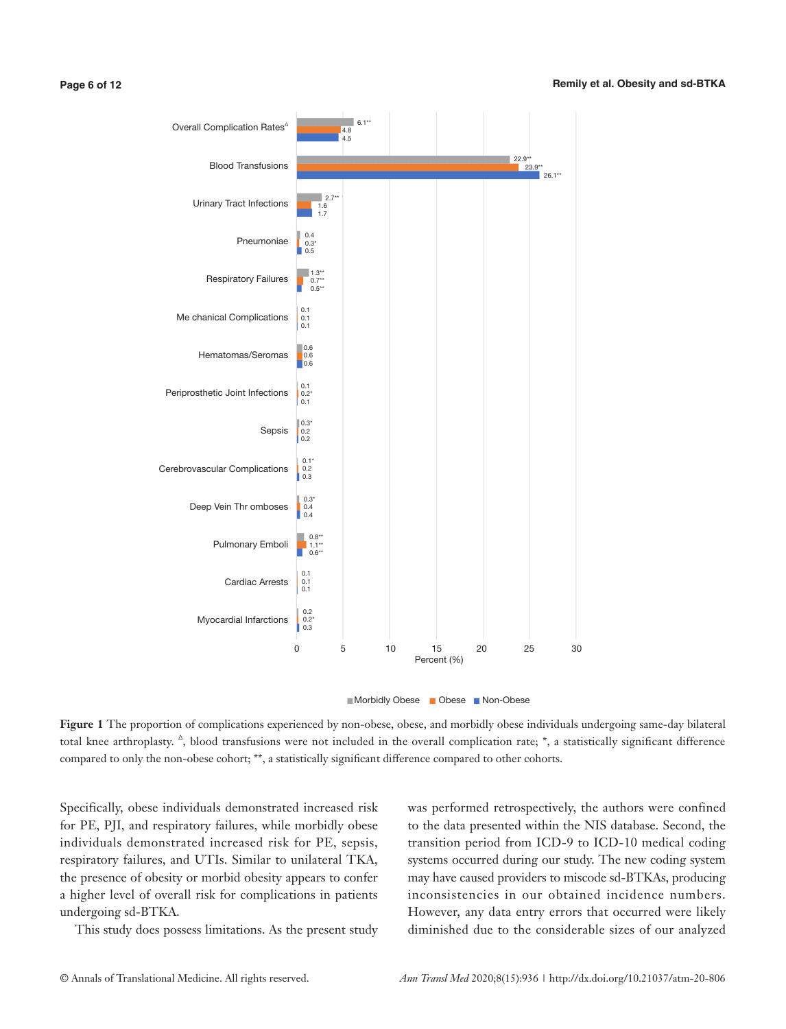**Figure 1** The proportion of complications experienced by non-obese, obese, and morbidly obese individuals undergoing same-day bilateral total knee arthroplasty. Δ, blood transfusions were not included in the overall complication rate; *, a statistically significant difference compared to only the non-obese cohort; **, a statistically significant difference compared to other cohorts.

Specifically, obese individuals demonstrated increased risk for PE, PJI, and respiratory failures, while morbidly obese individuals demonstrated increased risk for PE, sepsis, respiratory failures, and UTIs. Similar to unilateral TKA, the presence of obesity or morbid obesity appears to confer a higher level of overall risk for complications in patients undergoing sd-BTKA.

This study does possess limitations. As the present study was performed retrospectively, the authors were confined to the data presented within the NIS database. Second, the transition period from ICD-9 to ICD-10 medical coding systems occurred during our study. The new coding system may have caused providers to miscode sd-BTKAs, producing inconsistencies in our obtained incidence numbers. However, any data entry errors that occurred were likely diminished due to the considerable sizes of our analyzed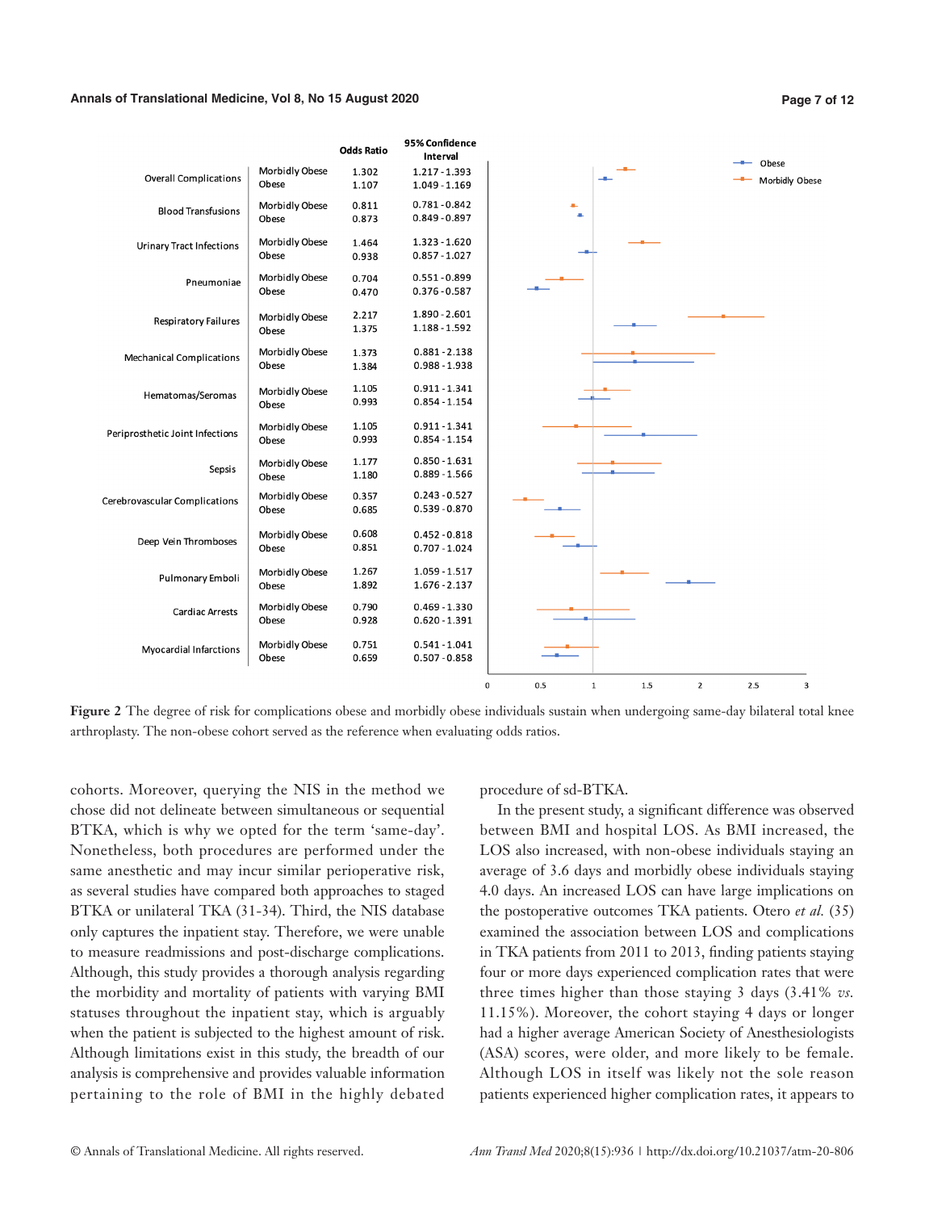| | | Odds Ratio | 95% Confidence Interval |
|---|---|---|---|
| Overall Complications | Morbidly Obese | 1.302 | 1.217 - 1.393 |
| | Obese | 1.107 | 1.049 - 1.169 |
| Blood Transfusions | Morbidly Obese | 0.811 | 0.781 - 0.842 |
| | Obese | 0.873 | 0.849 - 0.897 |
| Urinary Tract Infections | Morbidly Obese | 1.464 | 1.323 - 1.620 |
| | Obese | 0.938 | 0.857 - 1.027 |
| Pneumoniae | Morbidly Obese | 0.704 | 0.551 - 0.899 |
| | Obese | 0.470 | 0.376 - 0.587 |
| Respiratory Failures | Morbidly Obese | 2.217 | 1.890 - 2.601 |
| | Obese | 1.375 | 1.188 - 1.592 |
| Mechanical Complications | Morbidly Obese | 1.373 | 0.881 - 2.138 |
| | Obese | 1.384 | 0.988 - 1.938 |
| Hematomas/Seromas | Morbidly Obese | 1.105 | 0.911 - 1.341 |
| | Obese | 0.993 | 0.854 - 1.154 |
| Periprosthetic Joint Infections | Morbidly Obese | 1.105 | 0.911 - 1.341 |
| | Obese | 0.993 | 0.854 - 1.154 |
| Sepsis | Morbidly Obese | 1.177 | 0.850 - 1.631 |
| | Obese | 1.180 | 0.889 - 1.566 |
| Cerebrovascular Complications | Morbidly Obese | 0.357 | 0.243 - 0.527 |
| | Obese | 0.685 | 0.539 - 0.870 |
| Deep Vein Thromboses | Morbidly Obese | 0.608 | 0.452 - 0.818 |
| | Obese | 0.851 | 0.707 - 1.024 |
| Pulmonary Emboli | Morbidly Obese | 1.267 | 1.059 - 1.517 |
| | Obese | 1.892 | 1.676 - 2.137 |
| Cardiac Arrests | Morbidly Obese | 0.790 | 0.469 - 1.330 |
| | Obese | 0.928 | 0.620 - 1.391 |
| Myocardial Infarctions | Morbidly Obese | 0.751 | 0.541 - 1.041 |
| | Obese | 0.659 | 0.507 - 0.858 |

**Figure 2** The degree of risk for complications obese and morbidly obese individuals sustain when undergoing same-day bilateral total knee arthroplasty. The non-obese cohort served as the reference when evaluating odds ratios.

cohorts. Moreover, querying the NIS in the method we chose did not delineate between simultaneous or sequential BTKA, which is why we opted for the term 'same-day'. Nonetheless, both procedures are performed under the same anesthetic and may incur similar perioperative risk, as several studies have compared both approaches to staged BTKA or unilateral TKA (31-34). Third, the NIS database only captures the inpatient stay. Therefore, we were unable to measure readmissions and post-discharge complications. Although, this study provides a thorough analysis regarding the morbidity and mortality of patients with varying BMI statuses throughout the inpatient stay, which is arguably when the patient is subjected to the highest amount of risk. Although limitations exist in this study, the breadth of our analysis is comprehensive and provides valuable information pertaining to the role of BMI in the highly debated procedure of sd-BTKA.

In the present study, a significant difference was observed between BMI and hospital LOS. As BMI increased, the LOS also increased, with non-obese individuals staying an average of 3.6 days and morbidly obese individuals staying 4.0 days. An increased LOS can have large implications on the postoperative outcomes TKA patients. Otero *et al.* (35) examined the association between LOS and complications in TKA patients from 2011 to 2013, finding patients staying four or more days experienced complication rates that were three times higher than those staying 3 days (3.41% *vs.* 11.15%). Moreover, the cohort staying 4 days or longer had a higher average American Society of Anesthesiologists (ASA) scores, were older, and more likely to be female. Although LOS in itself was likely not the sole reason patients experienced higher complication rates, it appears to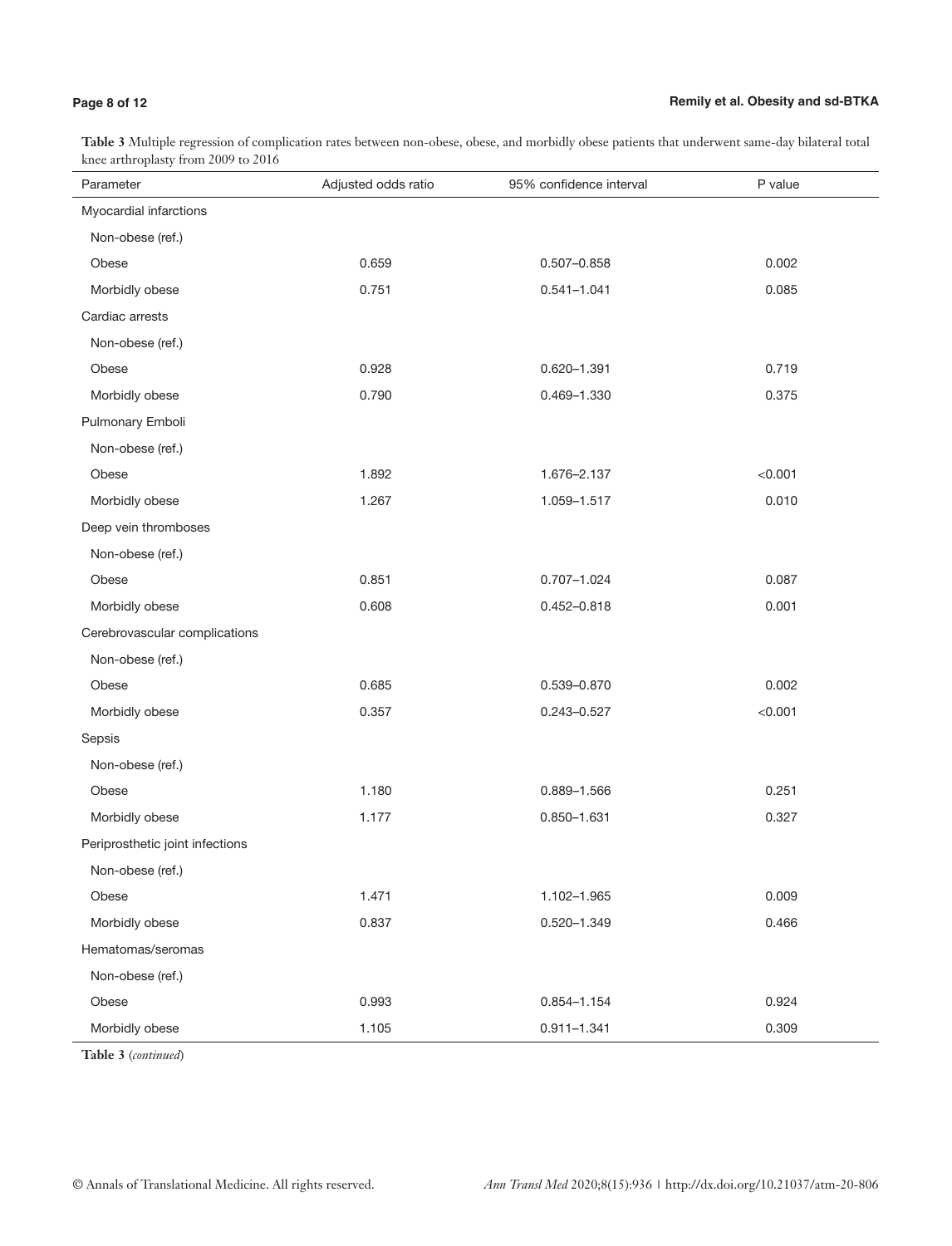**Table 3** Multiple regression of complication rates between non-obese, obese, and morbidly obese patients that underwent same-day bilateral total knee arthroplasty from 2009 to 2016

| Parameter | Adjusted odds ratio | 95% confidence interval | P value |
|---|---|---|---|
| Myocardial infarctions | | | |
| Non-obese (ref.) | | | |
| Obese | 0.659 | 0.507–0.858 | 0.002 |
| Morbidly obese | 0.751 | 0.541–1.041 | 0.085 |
| Cardiac arrests | | | |
| Non-obese (ref.) | | | |
| Obese | 0.928 | 0.620–1.391 | 0.719 |
| Morbidly obese | 0.790 | 0.469–1.330 | 0.375 |
| Pulmonary Emboli | | | |
| Non-obese (ref.) | | | |
| Obese | 1.892 | 1.676–2.137 | <0.001 |
| Morbidly obese | 1.267 | 1.059–1.517 | 0.010 |
| Deep vein thromboses | | | |
| Non-obese (ref.) | | | |
| Obese | 0.851 | 0.707–1.024 | 0.087 |
| Morbidly obese | 0.608 | 0.452–0.818 | 0.001 |
| Cerebrovascular complications | | | |
| Non-obese (ref.) | | | |
| Obese | 0.685 | 0.539–0.870 | 0.002 |
| Morbidly obese | 0.357 | 0.243–0.527 | <0.001 |
| Sepsis | | | |
| Non-obese (ref.) | | | |
| Obese | 1.180 | 0.889–1.566 | 0.251 |
| Morbidly obese | 1.177 | 0.850–1.631 | 0.327 |
| Periprosthetic joint infections | | | |
| Non-obese (ref.) | | | |
| Obese | 1.471 | 1.102–1.965 | 0.009 |
| Morbidly obese | 0.837 | 0.520–1.349 | 0.466 |
| Hematomas/seromas | | | |
| Non-obese (ref.) | | | |
| Obese | 0.993 | 0.854–1.154 | 0.924 |
| Morbidly obese | 1.105 | 0.911–1.341 | 0.309 |

**Table 3** (*continued*)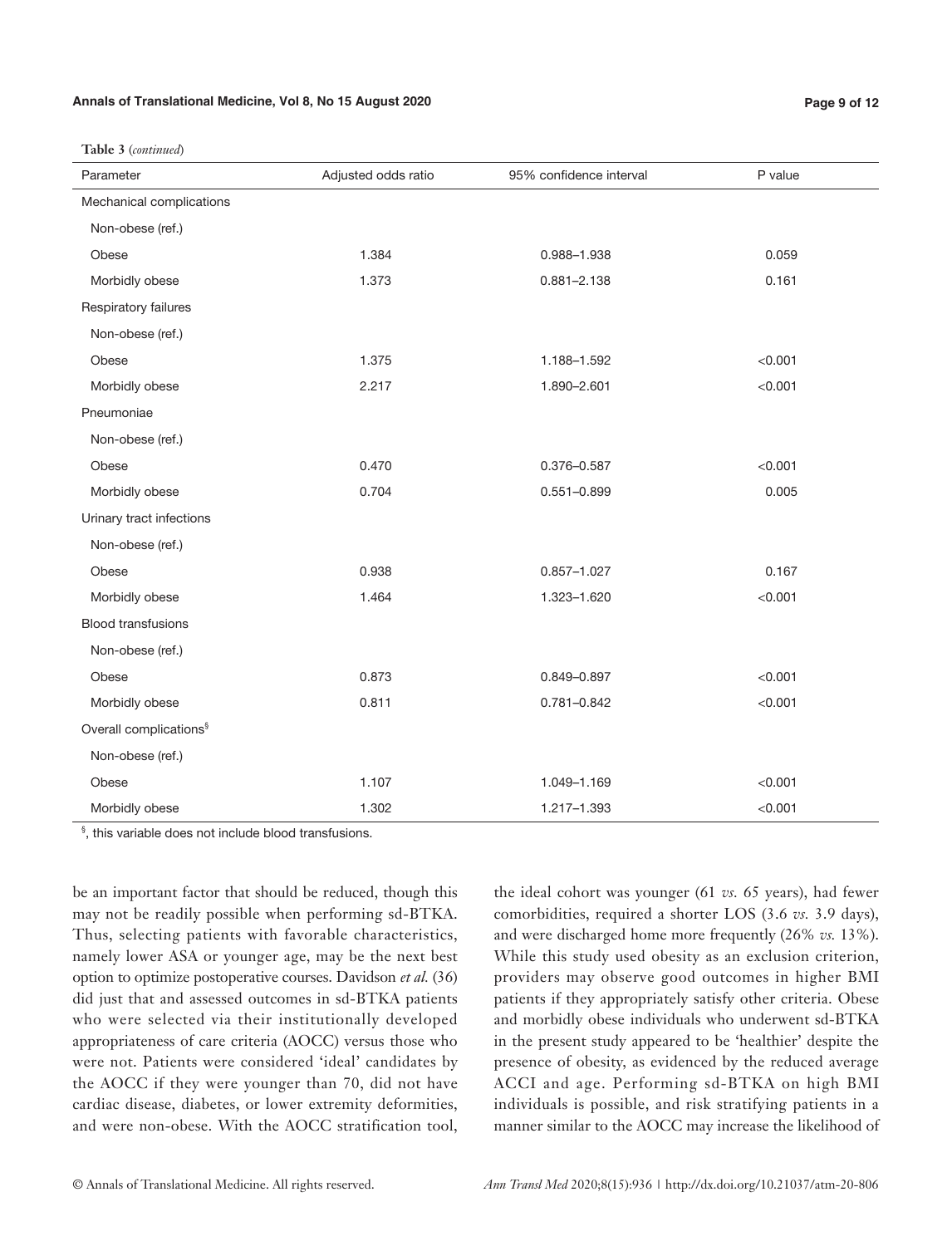**Table 3** (*continued*)

| Parameter | Adjusted odds ratio | 95% confidence interval | P value |
|---|---|---|---|
| Mechanical complications | | | |
| Non-obese (ref.) | | | |
| Obese | 1.384 | 0.988–1.938 | 0.059 |
| Morbidly obese | 1.373 | 0.881–2.138 | 0.161 |
| Respiratory failures | | | |
| Non-obese (ref.) | | | |
| Obese | 1.375 | 1.188–1.592 | <0.001 |
| Morbidly obese | 2.217 | 1.890–2.601 | <0.001 |
| Pneumoniae | | | |
| Non-obese (ref.) | | | |
| Obese | 0.470 | 0.376–0.587 | <0.001 |
| Morbidly obese | 0.704 | 0.551–0.899 | 0.005 |
| Urinary tract infections | | | |
| Non-obese (ref.) | | | |
| Obese | 0.938 | 0.857–1.027 | 0.167 |
| Morbidly obese | 1.464 | 1.323–1.620 | <0.001 |
| Blood transfusions | | | |
| Non-obese (ref.) | | | |
| Obese | 0.873 | 0.849–0.897 | <0.001 |
| Morbidly obese | 0.811 | 0.781–0.842 | <0.001 |
| Overall complications[§] | | | |
| Non-obese (ref.) | | | |
| Obese | 1.107 | 1.049–1.169 | <0.001 |
| Morbidly obese | 1.302 | 1.217–1.393 | <0.001 |

[§], this variable does not include blood transfusions.

be an important factor that should be reduced, though this may not be readily possible when performing sd-BTKA. Thus, selecting patients with favorable characteristics, namely lower ASA or younger age, may be the next best option to optimize postoperative courses. Davidson *et al.* (36) did just that and assessed outcomes in sd-BTKA patients who were selected via their institutionally developed appropriateness of care criteria (AOCC) versus those who were not. Patients were considered 'ideal' candidates by the AOCC if they were younger than 70, did not have cardiac disease, diabetes, or lower extremity deformities, and were non-obese. With the AOCC stratification tool, the ideal cohort was younger (61 *vs.* 65 years), had fewer comorbidities, required a shorter LOS (3.6 *vs.* 3.9 days), and were discharged home more frequently (26% *vs.* 13%). While this study used obesity as an exclusion criterion, providers may observe good outcomes in higher BMI patients if they appropriately satisfy other criteria. Obese and morbidly obese individuals who underwent sd-BTKA in the present study appeared to be 'healthier' despite the presence of obesity, as evidenced by the reduced average ACCI and age. Performing sd-BTKA on high BMI individuals is possible, and risk stratifying patients in a manner similar to the AOCC may increase the likelihood of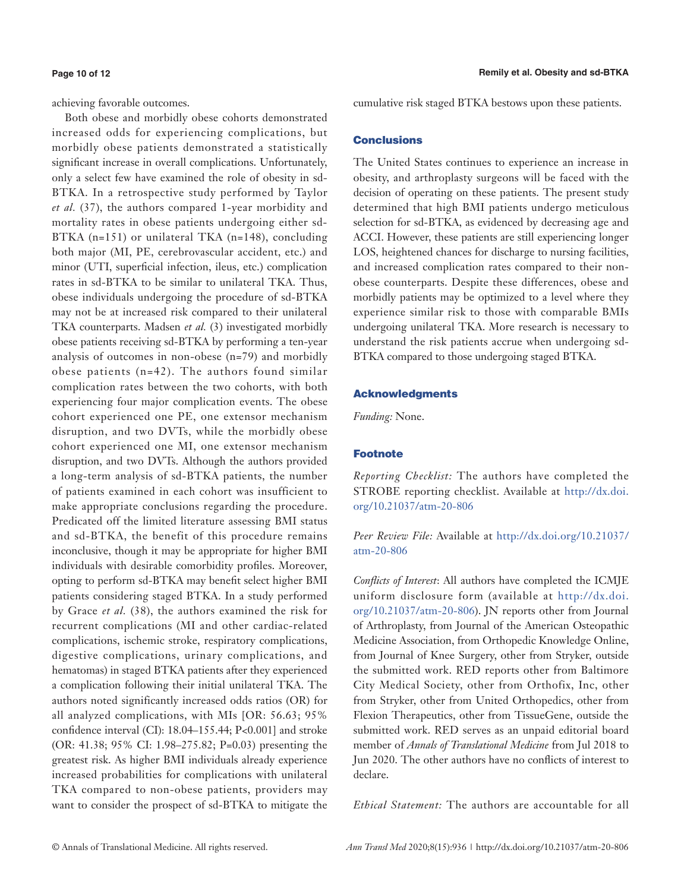achieving favorable outcomes.

Both obese and morbidly obese cohorts demonstrated increased odds for experiencing complications, but morbidly obese patients demonstrated a statistically significant increase in overall complications. Unfortunately, only a select few have examined the role of obesity in sd-BTKA. In a retrospective study performed by Taylor *et al.* (37), the authors compared 1-year morbidity and mortality rates in obese patients undergoing either sd-BTKA (n=151) or unilateral TKA (n=148), concluding both major (MI, PE, cerebrovascular accident, etc.) and minor (UTI, superficial infection, ileus, etc.) complication rates in sd-BTKA to be similar to unilateral TKA. Thus, obese individuals undergoing the procedure of sd-BTKA may not be at increased risk compared to their unilateral TKA counterparts. Madsen *et al.* (3) investigated morbidly obese patients receiving sd-BTKA by performing a ten-year analysis of outcomes in non-obese (n=79) and morbidly obese patients (n=42). The authors found similar complication rates between the two cohorts, with both experiencing four major complication events. The obese cohort experienced one PE, one extensor mechanism disruption, and two DVTs, while the morbidly obese cohort experienced one MI, one extensor mechanism disruption, and two DVTs. Although the authors provided a long-term analysis of sd-BTKA patients, the number of patients examined in each cohort was insufficient to make appropriate conclusions regarding the procedure. Predicated off the limited literature assessing BMI status and sd-BTKA, the benefit of this procedure remains inconclusive, though it may be appropriate for higher BMI individuals with desirable comorbidity profiles. Moreover, opting to perform sd-BTKA may benefit select higher BMI patients considering staged BTKA. In a study performed by Grace *et al.* (38), the authors examined the risk for recurrent complications (MI and other cardiac-related complications, ischemic stroke, respiratory complications, digestive complications, urinary complications, and hematomas) in staged BTKA patients after they experienced a complication following their initial unilateral TKA. The authors noted significantly increased odds ratios (OR) for all analyzed complications, with MIs [OR: 56.63; 95% confidence interval (CI): 18.04–155.44; P<0.001] and stroke (OR: 41.38; 95% CI: 1.98–275.82; P=0.03) presenting the greatest risk. As higher BMI individuals already experience increased probabilities for complications with unilateral TKA compared to non-obese patients, providers may want to consider the prospect of sd-BTKA to mitigate the cumulative risk staged BTKA bestows upon these patients.

## Conclusions

The United States continues to experience an increase in obesity, and arthroplasty surgeons will be faced with the decision of operating on these patients. The present study determined that high BMI patients undergo meticulous selection for sd-BTKA, as evidenced by decreasing age and ACCI. However, these patients are still experiencing longer LOS, heightened chances for discharge to nursing facilities, and increased complication rates compared to their non-obese counterparts. Despite these differences, obese and morbidly patients may be optimized to a level where they experience similar risk to those with comparable BMIs undergoing unilateral TKA. More research is necessary to understand the risk patients accrue when undergoing sd-BTKA compared to those undergoing staged BTKA.

## Acknowledgments

*Funding:* None.

## Footnote

*Reporting Checklist:* The authors have completed the STROBE reporting checklist. Available at http://dx.doi.org/10.21037/atm-20-806

*Peer Review File:* Available at http://dx.doi.org/10.21037/atm-20-806

*Conflicts of Interest*: All authors have completed the ICMJE uniform disclosure form (available at http://dx.doi.org/10.21037/atm-20-806). JN reports other from Journal of Arthroplasty, from Journal of the American Osteopathic Medicine Association, from Orthopedic Knowledge Online, from Journal of Knee Surgery, other from Stryker, outside the submitted work. RED reports other from Baltimore City Medical Society, other from Orthofix, Inc, other from Stryker, other from United Orthopedics, other from Flexion Therapeutics, other from TissueGene, outside the submitted work. RED serves as an unpaid editorial board member of *Annals of Translational Medicine* from Jul 2018 to Jun 2020. The other authors have no conflicts of interest to declare.

*Ethical Statement:* The authors are accountable for all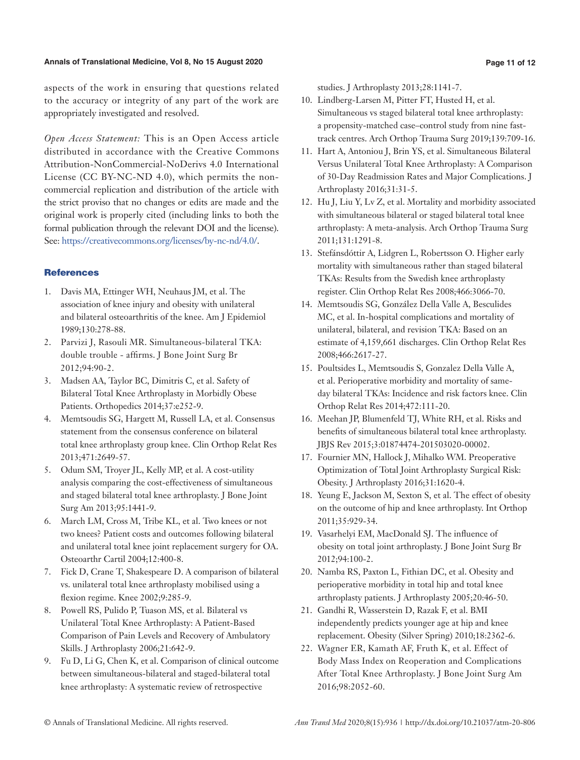aspects of the work in ensuring that questions related to the accuracy or integrity of any part of the work are appropriately investigated and resolved.

*Open Access Statement:* This is an Open Access article distributed in accordance with the Creative Commons Attribution-NonCommercial-NoDerivs 4.0 International License (CC BY-NC-ND 4.0), which permits the non-commercial replication and distribution of the article with the strict proviso that no changes or edits are made and the original work is properly cited (including links to both the formal publication through the relevant DOI and the license). See: https://creativecommons.org/licenses/by-nc-nd/4.0/.

## References

1. Davis MA, Ettinger WH, Neuhaus JM, et al. The association of knee injury and obesity with unilateral and bilateral osteoarthritis of the knee. Am J Epidemiol 1989;130:278-88.
2. Parvizi J, Rasouli MR. Simultaneous-bilateral TKA: double trouble - affirms. J Bone Joint Surg Br 2012;94:90-2.
3. Madsen AA, Taylor BC, Dimitris C, et al. Safety of Bilateral Total Knee Arthroplasty in Morbidly Obese Patients. Orthopedics 2014;37:e252-9.
4. Memtsoudis SG, Hargett M, Russell LA, et al. Consensus statement from the consensus conference on bilateral total knee arthroplasty group knee. Clin Orthop Relat Res 2013;471:2649-57.
5. Odum SM, Troyer JL, Kelly MP, et al. A cost-utility analysis comparing the cost-effectiveness of simultaneous and staged bilateral total knee arthroplasty. J Bone Joint Surg Am 2013;95:1441-9.
6. March LM, Cross M, Tribe KL, et al. Two knees or not two knees? Patient costs and outcomes following bilateral and unilateral total knee joint replacement surgery for OA. Osteoarthr Cartil 2004;12:400-8.
7. Fick D, Crane T, Shakespeare D. A comparison of bilateral vs. unilateral total knee arthroplasty mobilised using a flexion regime. Knee 2002;9:285-9.
8. Powell RS, Pulido P, Tuason MS, et al. Bilateral vs Unilateral Total Knee Arthroplasty: A Patient-Based Comparison of Pain Levels and Recovery of Ambulatory Skills. J Arthroplasty 2006;21:642-9.
9. Fu D, Li G, Chen K, et al. Comparison of clinical outcome between simultaneous-bilateral and staged-bilateral total knee arthroplasty: A systematic review of retrospective studies. J Arthroplasty 2013;28:1141-7.
10. Lindberg-Larsen M, Pitter FT, Husted H, et al. Simultaneous vs staged bilateral total knee arthroplasty: a propensity-matched case–control study from nine fast-track centres. Arch Orthop Trauma Surg 2019;139:709-16.
11. Hart A, Antoniou J, Brin YS, et al. Simultaneous Bilateral Versus Unilateral Total Knee Arthroplasty: A Comparison of 30-Day Readmission Rates and Major Complications. J Arthroplasty 2016;31:31-5.
12. Hu J, Liu Y, Lv Z, et al. Mortality and morbidity associated with simultaneous bilateral or staged bilateral total knee arthroplasty: A meta-analysis. Arch Orthop Trauma Surg 2011;131:1291-8.
13. Stefánsdóttir A, Lidgren L, Robertsson O. Higher early mortality with simultaneous rather than staged bilateral TKAs: Results from the Swedish knee arthroplasty register. Clin Orthop Relat Res 2008;466:3066-70.
14. Memtsoudis SG, González Della Valle A, Besculides MC, et al. In-hospital complications and mortality of unilateral, bilateral, and revision TKA: Based on an estimate of 4,159,661 discharges. Clin Orthop Relat Res 2008;466:2617-27.
15. Poultsides L, Memtsoudis S, Gonzalez Della Valle A, et al. Perioperative morbidity and mortality of same-day bilateral TKAs: Incidence and risk factors knee. Clin Orthop Relat Res 2014;472:111-20.
16. Meehan JP, Blumenfeld TJ, White RH, et al. Risks and benefits of simultaneous bilateral total knee arthroplasty. JBJS Rev 2015;3:01874474-201503020-00002.
17. Fournier MN, Hallock J, Mihalko WM. Preoperative Optimization of Total Joint Arthroplasty Surgical Risk: Obesity. J Arthroplasty 2016;31:1620-4.
18. Yeung E, Jackson M, Sexton S, et al. The effect of obesity on the outcome of hip and knee arthroplasty. Int Orthop 2011;35:929-34.
19. Vasarhelyi EM, MacDonald SJ. The influence of obesity on total joint arthroplasty. J Bone Joint Surg Br 2012;94:100-2.
20. Namba RS, Paxton L, Fithian DC, et al. Obesity and perioperative morbidity in total hip and total knee arthroplasty patients. J Arthroplasty 2005;20:46-50.
21. Gandhi R, Wasserstein D, Razak F, et al. BMI independently predicts younger age at hip and knee replacement. Obesity (Silver Spring) 2010;18:2362-6.
22. Wagner ER, Kamath AF, Fruth K, et al. Effect of Body Mass Index on Reoperation and Complications After Total Knee Arthroplasty. J Bone Joint Surg Am 2016;98:2052-60.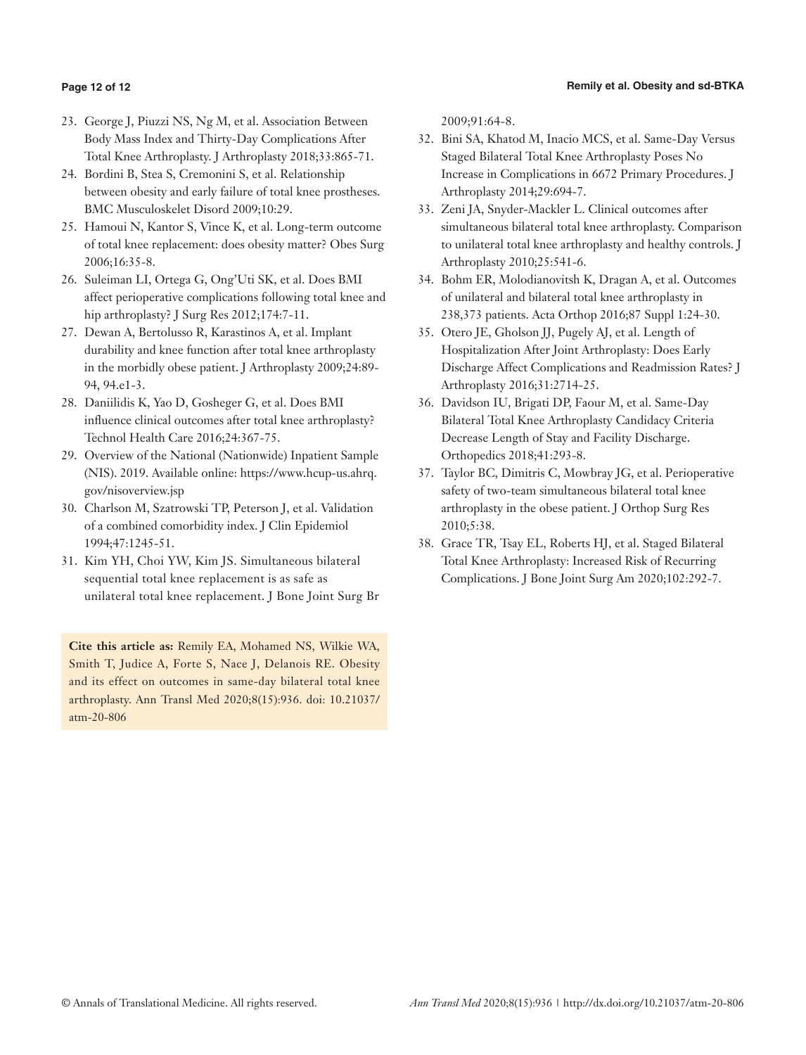23. George J, Piuzzi NS, Ng M, et al. Association Between Body Mass Index and Thirty-Day Complications After Total Knee Arthroplasty. J Arthroplasty 2018;33:865-71.
24. Bordini B, Stea S, Cremonini S, et al. Relationship between obesity and early failure of total knee prostheses. BMC Musculoskelet Disord 2009;10:29.
25. Hamoui N, Kantor S, Vince K, et al. Long-term outcome of total knee replacement: does obesity matter? Obes Surg 2006;16:35-8.
26. Suleiman LI, Ortega G, Ong'Uti SK, et al. Does BMI affect perioperative complications following total knee and hip arthroplasty? J Surg Res 2012;174:7-11.
27. Dewan A, Bertolusso R, Karastinos A, et al. Implant durability and knee function after total knee arthroplasty in the morbidly obese patient. J Arthroplasty 2009;24:89-94, 94.e1-3.
28. Daniilidis K, Yao D, Gosheger G, et al. Does BMI influence clinical outcomes after total knee arthroplasty? Technol Health Care 2016;24:367-75.
29. Overview of the National (Nationwide) Inpatient Sample (NIS). 2019. Available online: https://www.hcup-us.ahrq.gov/nisoverview.jsp
30. Charlson M, Szatrowski TP, Peterson J, et al. Validation of a combined comorbidity index. J Clin Epidemiol 1994;47:1245-51.
31. Kim YH, Choi YW, Kim JS. Simultaneous bilateral sequential total knee replacement is as safe as unilateral total knee replacement. J Bone Joint Surg Br 2009;91:64-8.
32. Bini SA, Khatod M, Inacio MCS, et al. Same-Day Versus Staged Bilateral Total Knee Arthroplasty Poses No Increase in Complications in 6672 Primary Procedures. J Arthroplasty 2014;29:694-7.
33. Zeni JA, Snyder-Mackler L. Clinical outcomes after simultaneous bilateral total knee arthroplasty. Comparison to unilateral total knee arthroplasty and healthy controls. J Arthroplasty 2010;25:541-6.
34. Bohm ER, Molodianovitsh K, Dragan A, et al. Outcomes of unilateral and bilateral total knee arthroplasty in 238,373 patients. Acta Orthop 2016;87 Suppl 1:24-30.
35. Otero JE, Gholson JJ, Pugely AJ, et al. Length of Hospitalization After Joint Arthroplasty: Does Early Discharge Affect Complications and Readmission Rates? J Arthroplasty 2016;31:2714-25.
36. Davidson IU, Brigati DP, Faour M, et al. Same-Day Bilateral Total Knee Arthroplasty Candidacy Criteria Decrease Length of Stay and Facility Discharge. Orthopedics 2018;41:293-8.
37. Taylor BC, Dimitris C, Mowbray JG, et al. Perioperative safety of two-team simultaneous bilateral total knee arthroplasty in the obese patient. J Orthop Surg Res 2010;5:38.
38. Grace TR, Tsay EL, Roberts HJ, et al. Staged Bilateral Total Knee Arthroplasty: Increased Risk of Recurring Complications. J Bone Joint Surg Am 2020;102:292-7.

**Cite this article as:** Remily EA, Mohamed NS, Wilkie WA, Smith T, Judice A, Forte S, Nace J, Delanois RE. Obesity and its effect on outcomes in same-day bilateral total knee arthroplasty. Ann Transl Med 2020;8(15):936. doi: 10.21037/atm-20-806